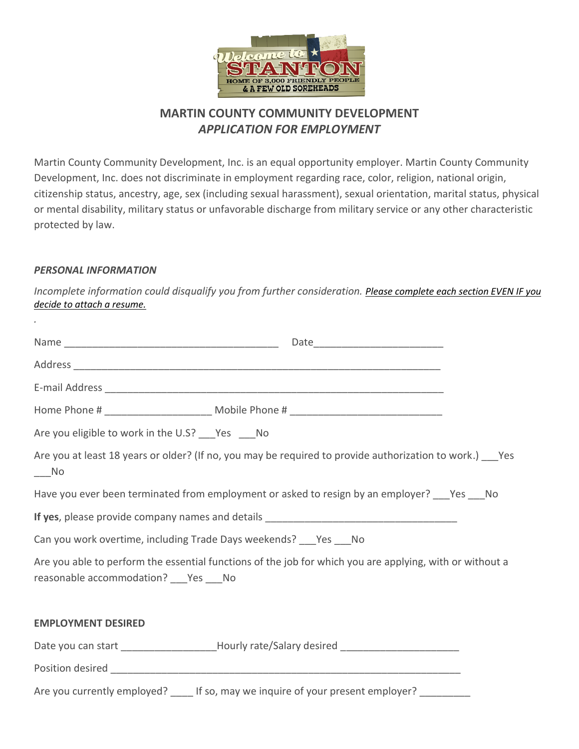# MARTIN COUNTY COMMUNITY DEVELOPMENT
## *APPLICATION FOR EMPLOYMENT*

Martin County Community Development, Inc. is an equal opportunity employer. Martin County Community Development, Inc. does not discriminate in employment regarding race, color, religion, national origin, citizenship status, ancestry, age, sex (including sexual harassment), sexual orientation, marital status, physical or mental disability, military status or unfavorable discharge from military service or any other characteristic protected by law.

### *PERSONAL INFORMATION*

*Incomplete information could disqualify you from further consideration.* *Please complete each section EVEN IF you decide to attach a resume.*

.

Name _______________________________________ Date______________________

Address __________________________________________________________________

E-mail Address ______________________________________________________________

Home Phone # ___________________ Mobile Phone # ___________________________

Are you eligible to work in the U.S? ___Yes ___No

Are you at least 18 years or older? (If no, you may be required to provide authorization to work.) ___Yes ___No

Have you ever been terminated from employment or asked to resign by an employer? ___Yes ___No

**If yes**, please provide company names and details ___________________________________

Can you work overtime, including Trade Days weekends? ___Yes ___No

Are you able to perform the essential functions of the job for which you are applying, with or without a reasonable accommodation? ___Yes ___No

### EMPLOYMENT DESIRED

Date you can start ________________Hourly rate/Salary desired _____________________

Position desired ________________________________________________________________

Are you currently employed? ____ If so, may we inquire of your present employer? _________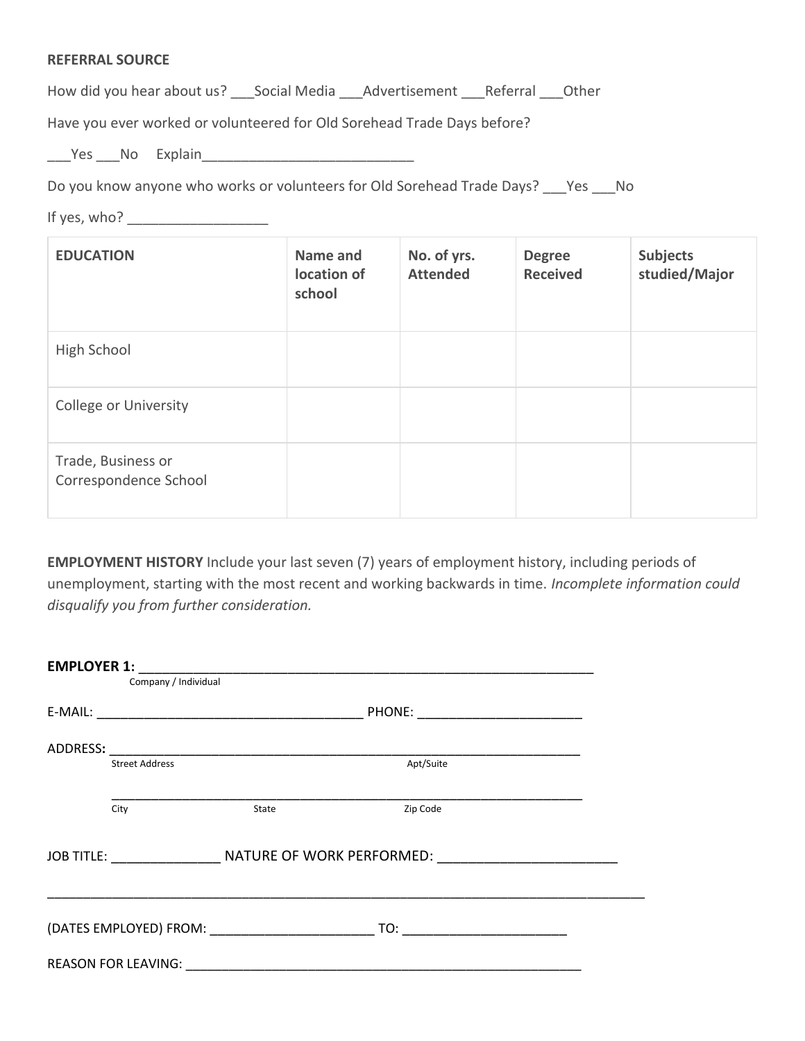**REFERRAL SOURCE**

How did you hear about us? ___Social Media ___Advertisement ___Referral ___Other

Have you ever worked or volunteered for Old Sorehead Trade Days before?

___Yes ___No Explain___________________________

Do you know anyone who works or volunteers for Old Sorehead Trade Days? ___Yes ___No

If yes, who? _________________

| **EDUCATION** | **Name and location of school** | **No. of yrs. Attended** | **Degree Received** | **Subjects studied/Major** |
|---|---|---|---|---|
| High School | | | | |
| College or University | | | | |
| Trade, Business or Correspondence School | | | | |

**EMPLOYMENT HISTORY** Include your last seven (7) years of employment history, including periods of unemployment, starting with the most recent and working backwards in time. *Incomplete information could disqualify you from further consideration.*

**EMPLOYER 1:** ____________________________________________________________
Company / Individual

E-MAIL: ___________________________________ PHONE: _____________________

**ADDRESS:** ______________________________________________________________
Street Address Apt/Suite

______________________________________________________________
City State Zip Code

JOB TITLE: ______________ NATURE OF WORK PERFORMED: _______________________

_______________________________________________________________________________

(DATES EMPLOYED) FROM: _____________________ TO: _____________________

REASON FOR LEAVING: ____________________________________________________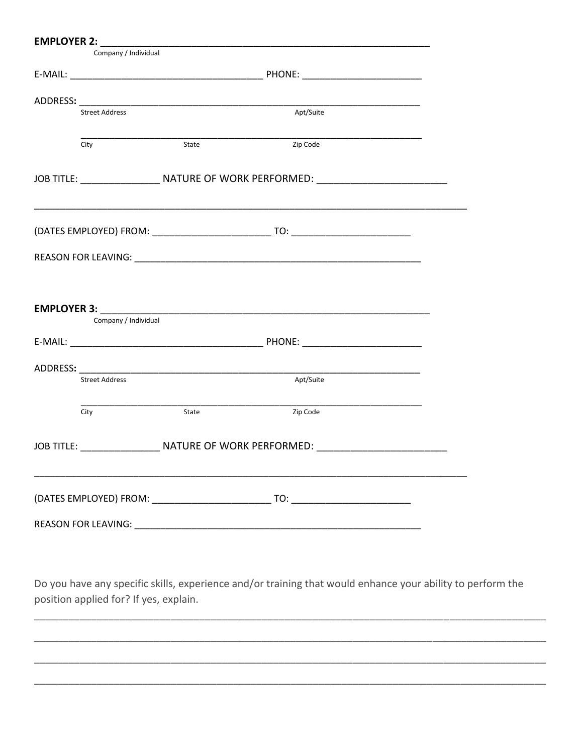**EMPLOYER 2:** ____________________________________________________________
Company / Individual

E-MAIL: ___________________________________ PHONE: ______________________

ADDRESS**:** ______________________________________________________________
Street Address Apt/Suite

______________________________________________________________
City State Zip Code

JOB TITLE: ______________ NATURE OF WORK PERFORMED: _______________________

_______________________________________________________________________________

(DATES EMPLOYED) FROM: _____________________ TO: _____________________

REASON FOR LEAVING: ____________________________________________________

**EMPLOYER 3:** ____________________________________________________________
Company / Individual

E-MAIL: ___________________________________ PHONE: ______________________

ADDRESS**:** ______________________________________________________________
Street Address Apt/Suite

______________________________________________________________
City State Zip Code

JOB TITLE: ______________ NATURE OF WORK PERFORMED: _______________________

_______________________________________________________________________________

(DATES EMPLOYED) FROM: _____________________ TO: _____________________

REASON FOR LEAVING: ____________________________________________________

Do you have any specific skills, experience and/or training that would enhance your ability to perform the position applied for? If yes, explain.

_____________________________________________________________________________________________

_____________________________________________________________________________________________

_____________________________________________________________________________________________

_____________________________________________________________________________________________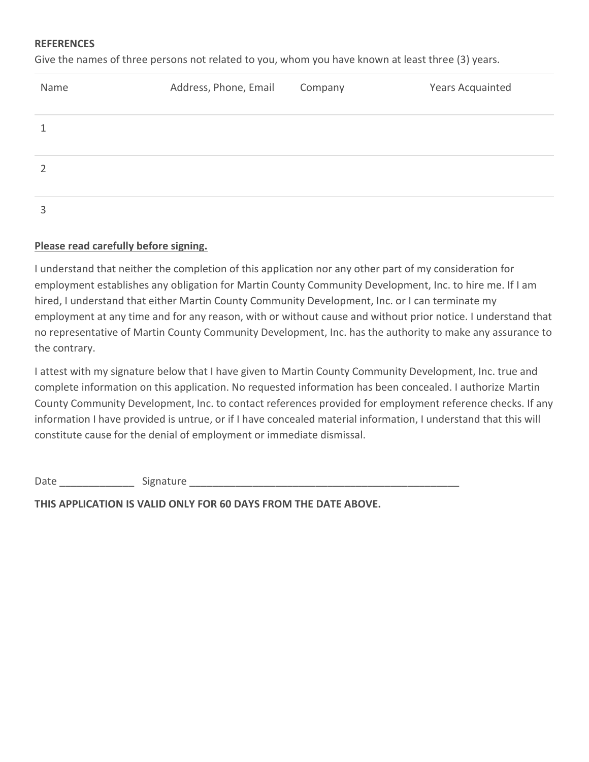**REFERENCES**

Give the names of three persons not related to you, whom you have known at least three (3) years.

| Name | Address, Phone, Email | Company | Years Acquainted |
|---|---|---|---|
| 1 | | | |
| 2 | | | |
| 3 | | | |

**<u>Please read carefully before signing.</u>**

I understand that neither the completion of this application nor any other part of my consideration for employment establishes any obligation for Martin County Community Development, Inc. to hire me. If I am hired, I understand that either Martin County Community Development, Inc. or I can terminate my employment at any time and for any reason, with or without cause and without prior notice. I understand that no representative of Martin County Community Development, Inc. has the authority to make any assurance to the contrary.

I attest with my signature below that I have given to Martin County Community Development, Inc. true and complete information on this application. No requested information has been concealed. I authorize Martin County Community Development, Inc. to contact references provided for employment reference checks. If any information I have provided is untrue, or if I have concealed material information, I understand that this will constitute cause for the denial of employment or immediate dismissal.

Date _____________ Signature _________________________________________________

**THIS APPLICATION IS VALID ONLY FOR 60 DAYS FROM THE DATE ABOVE.**